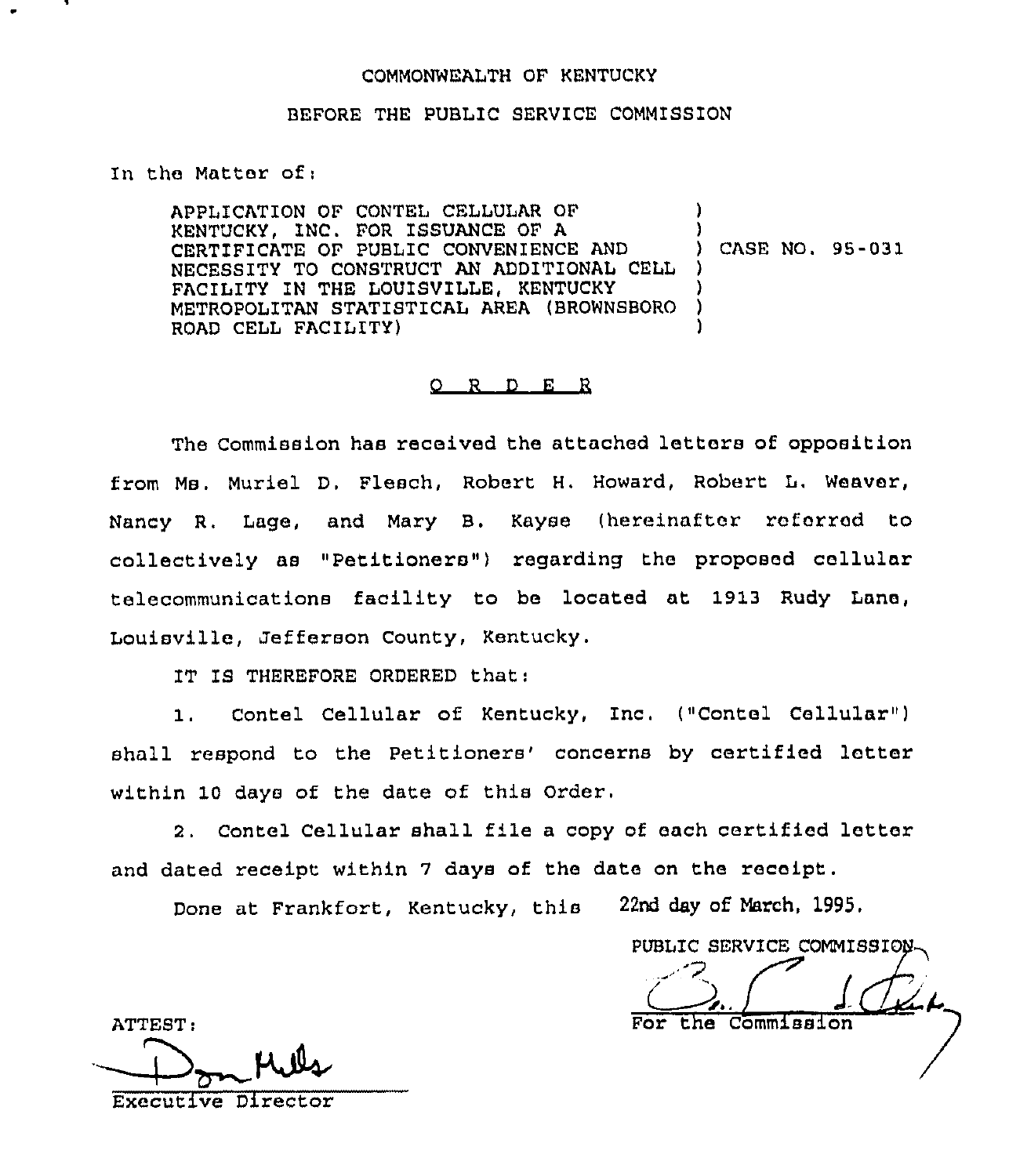COMMONWEALTH OF KENTUCKY

BEFORE THE PUBLIC SERVICE COMMISSION

In the Matter of:

| | | |
|---|---|---|
| APPLICATION OF CONTEL CELLULAR OF KENTUCKY, INC. FOR ISSUANCE OF A CERTIFICATE OF PUBLIC CONVENIENCE AND NECESSITY TO CONSTRUCT AN ADDITIONAL CELL FACILITY IN THE LOUISVILLE, KENTUCKY METROPOLITAN STATISTICAL AREA (BROWNSBORO ROAD CELL FACILITY) | ) | CASE NO. 95-031 |

O R D E R

The Commission has received the attached letters of opposition from Ms. Muriel D. Flesch, Robert H. Howard, Robert L. Weaver, Nancy R. Lage, and Mary B. Kayse (hereinafter referred to collectively as "Petitioners") regarding the proposed cellular telecommunications facility to be located at 1913 Rudy Lane, Louisville, Jefferson County, Kentucky.

IT IS THEREFORE ORDERED that:

1. Contel Cellular of Kentucky, Inc. ("Contel Cellular") shall respond to the Petitioners' concerns by certified letter within 10 days of the date of this Order.

2. Contel Cellular shall file a copy of each certified letter and dated receipt within 7 days of the date on the receipt.

Done at Frankfort, Kentucky, this 22nd day of March, 1995.

PUBLIC SERVICE COMMISSION

For the Commission

ATTEST:

Executive Director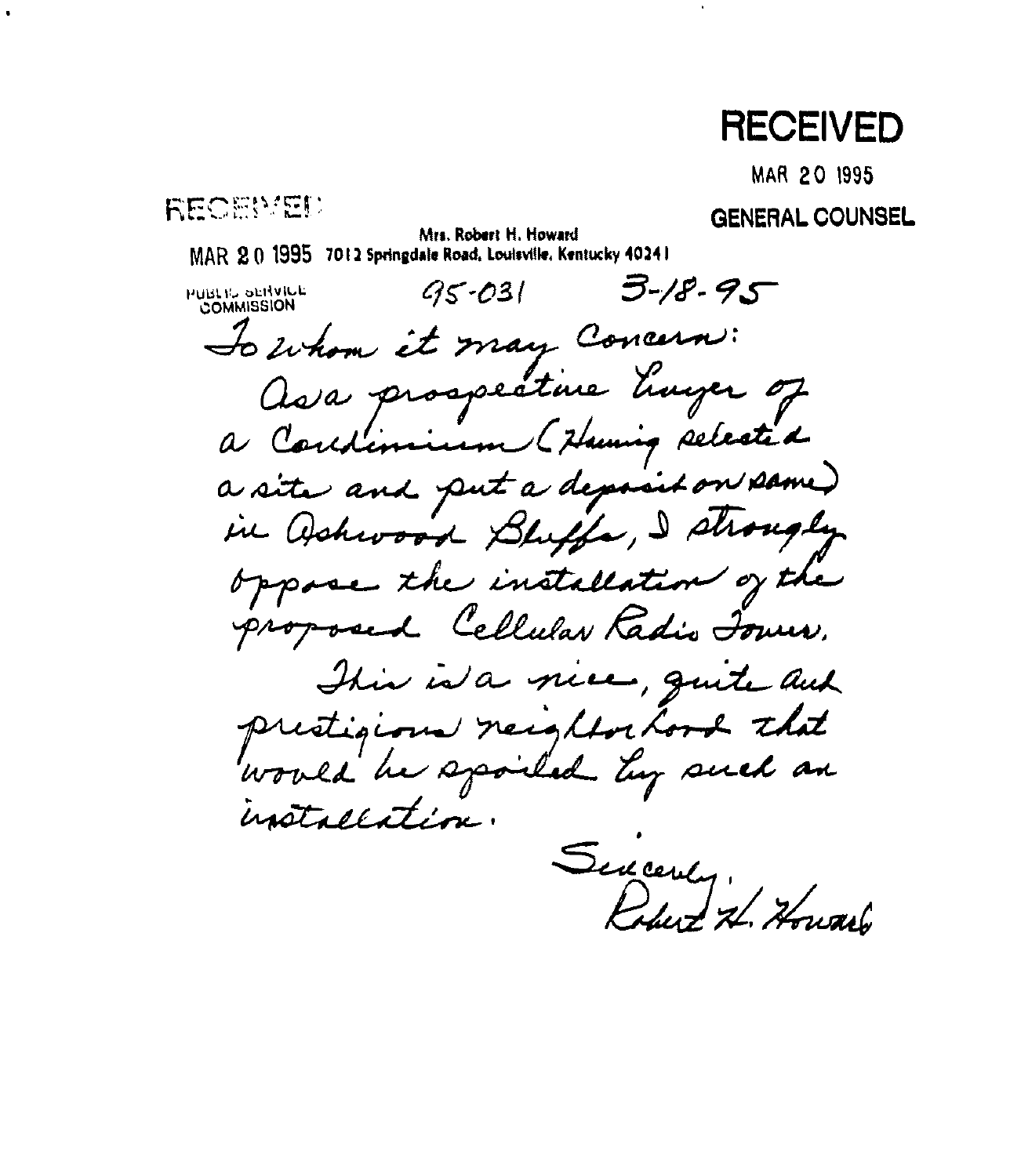**RECEIVED**

MAR 20 1995

**GENERAL COUNSEL**

RECEIVED

MAR 20 1995

PUBLIC SERVICE COMMISSION

Mrs. Robert H. Howard
7012 Springdale Road, Louisville, Kentucky 40241

95-031    3-18-95

To whom it may Concern:

As a prospective buyer of a Condominium (Having selected a site and put a deposit on same) in Ashwood Bluffs, I strongly oppose the installation of the proposed Cellular Radio Tower.

This is a nice, quite and prestigious neighborhood that would be spoiled by such an installation.

Sincerely,
Robert H. Howard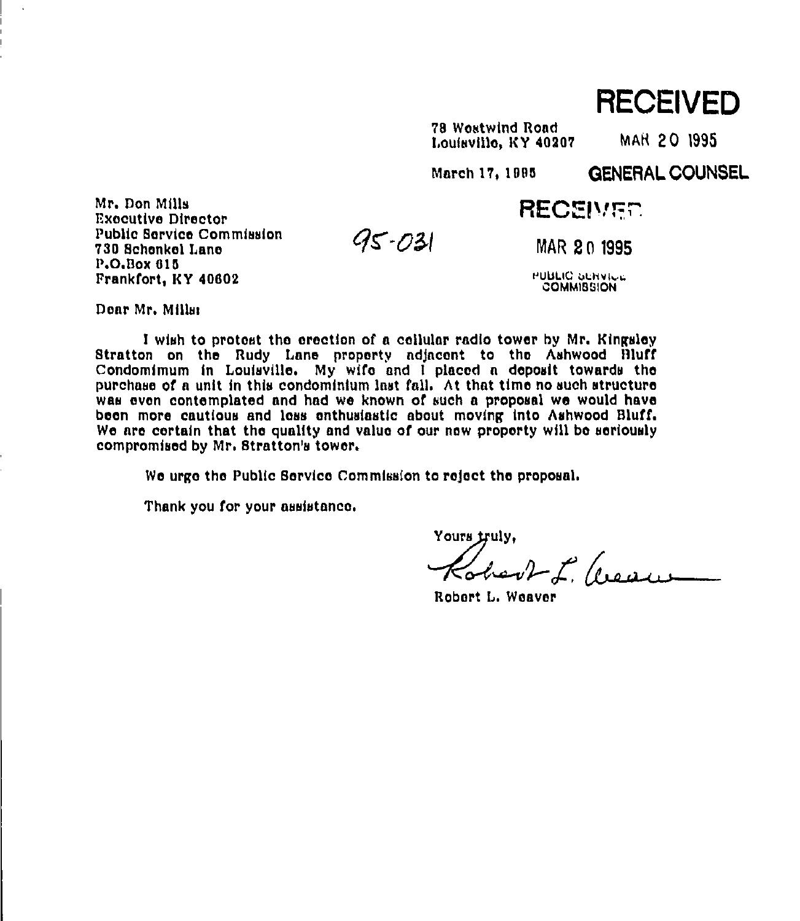**RECEIVED**

78 Westwind Road
Louisville, KY 40207

MAR 20 1995

**GENERAL COUNSEL**

March 17, 1995

**RECEIVED**

MAR 20 1995

PUBLIC SERVICE COMMISSION

Mr. Don Mills
Executive Director
Public Service Commission
730 Schenkel Lane
P.O.Box 615
Frankfort, KY 40602

95-031

Dear Mr. Mills:

I wish to protest the erection of a cellular radio tower by Mr. Kingsley Stratton on the Rudy Lane property adjacent to the Ashwood Bluff Condomimum in Louisville. My wife and I placed a deposit towards the purchase of a unit in this condominium last fall. At that time no such structure was even contemplated and had we known of such a proposal we would have been more cautious and less enthusiastic about moving into Ashwood Bluff. We are certain that the quality and value of our new property will be seriously compromised by Mr. Stratton's tower.

We urge the Public Service Commission to reject the proposal.

Thank you for your assistance.

Yours truly,

Robert L. Weaver

Robert L. Weaver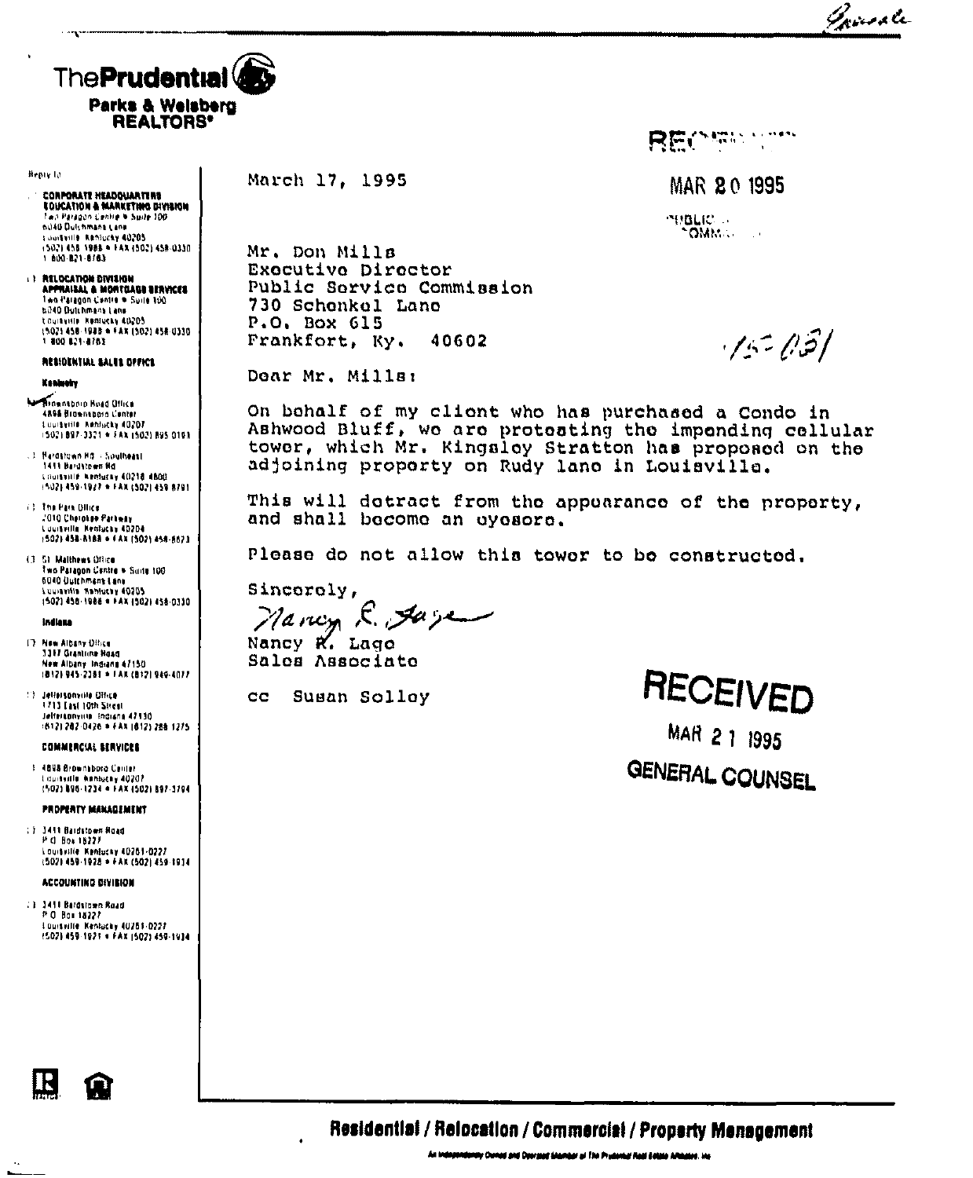ThePrudential

**Parks & Weisberg REALTORS®**

Reply to

**CORPORATE HEADQUARTERS EDUCATION & MARKETING DIVISION**
Two Paragon Centre • Suite 100
6040 Dutchmans Lane
Louisville, Kentucky 40205
(502) 458-1988 • FAX (502) 458-0330
1-800-821-8763

**RELOCATION DIVISION APPRAISAL & MORTGAGE SERVICES**
Two Paragon Centre • Suite 100
6040 Dutchmans Lane
Louisville, Kentucky 40205
(502) 458-1988 • FAX (502) 458-0330
1-800-821-8763

**RESIDENTIAL SALES OFFICE**

**Kentucky**

Brownsboro Road Office
4898 Brownsboro Center
Louisville, Kentucky 40207
(502) 897-3321 • FAX (502) 895-0101

Bardstown Rd. - Southeast
1411 Bardstown Rd
Louisville, Kentucky 40218-4800
(502) 459-1927 • FAX (502) 459-8791

The Park Office
2010 Cherokee Parkway
Louisville, Kentucky 40204
(502) 458-8188 • FAX (502) 458-8673

St. Matthews Office
Two Paragon Centre • Suite 100
6040 Dutchmans Lane
Louisville, Kentucky 40205
(502) 458-1988 • FAX (502) 458-0330

**Indiana**

New Albany Office
3317 Grantline Road
New Albany, Indiana 47150
(812) 945-2381 • FAX (812) 949-4077

Jeffersonville Office
1713 East 10th Street
Jeffersonville, Indiana 47130
(812) 282-0426 • FAX (812) 288-1275

**COMMERCIAL SERVICES**

4898 Brownsboro Center
Louisville, Kentucky 40207
(502) 896-1234 • FAX (502) 897-3794

**PROPERTY MANAGEMENT**

3411 Bardstown Road
P.O. Box 18227
Louisville, Kentucky 40261-0227
(502) 459-1928 • FAX (502) 459-1934

**ACCOUNTING DIVISION**

3411 Bardstown Road
P.O. Box 18227
Louisville, Kentucky 40261-0227
(502) 459-1921 • FAX (502) 459-1934

RECEIVED
MAR 20 1995
PUBLIC SERVICE COMMISSION

95-051

March 17, 1995

Mr. Don Mills
Executive Director
Public Service Commission
730 Schenkel Lane
P.O. Box 615
Frankfort, Ky. 40602

Dear Mr. Mills:

On behalf of my client who has purchased a Condo in Ashwood Bluff, we are protesting the impending cellular tower, which Mr. Kingsley Stratton has proposed on the adjoining property on Rudy lane in Louisville.

This will detract from the appearance of the property, and shall become an eyesore.

Please do not allow this tower to be constructed.

Sincerely,

Nancy R. Lage

Nancy R. Lage
Sales Associate

cc Susan Solley

RECEIVED
MAR 21 1995
GENERAL COUNSEL

**Residential / Relocation / Commercial / Property Management**

An Independently Owned and Operated Member of The Prudential Real Estate Affiliates, Inc.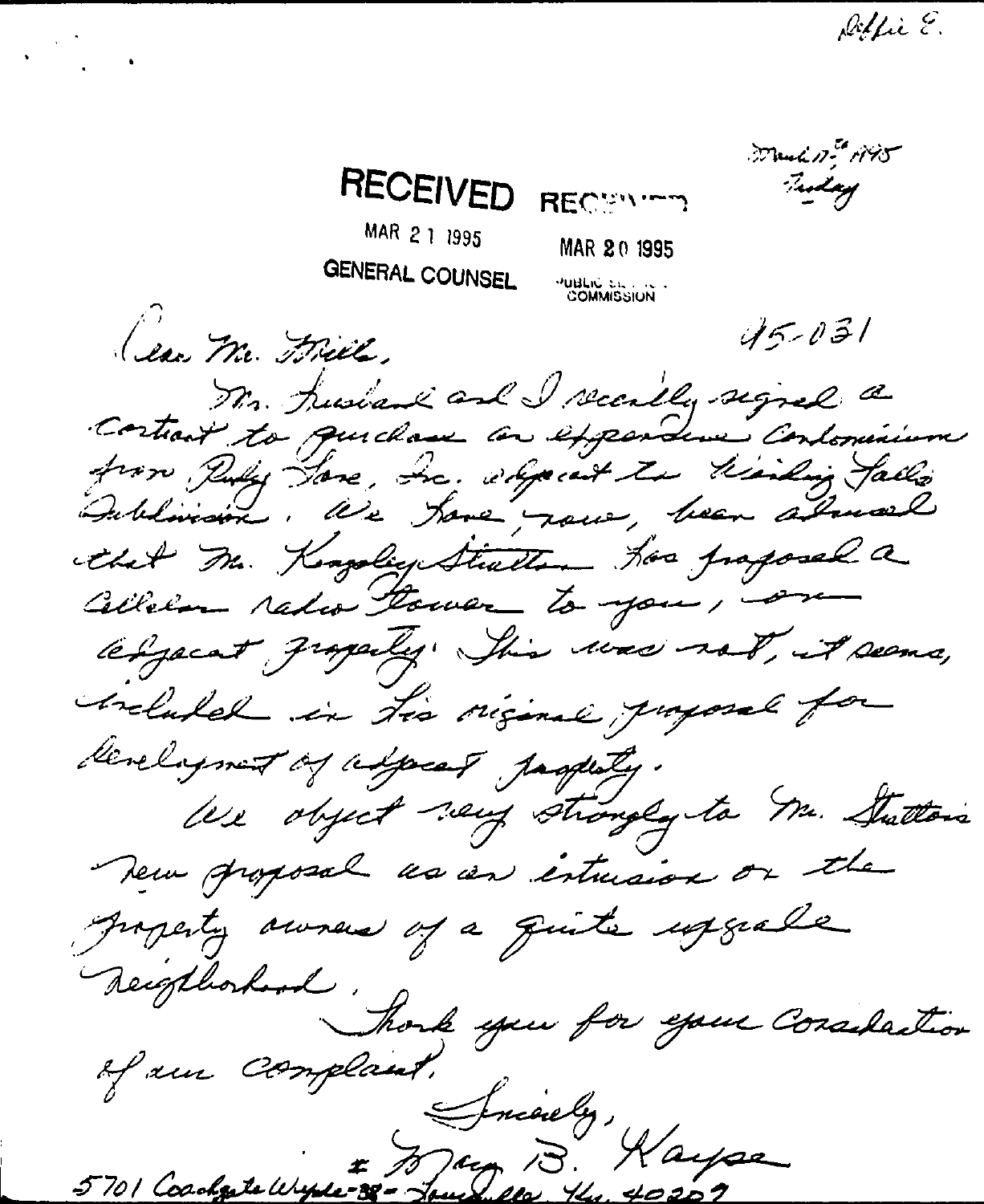Office E.

March 17th 1995
Friday

RECEIVED
MAR 21 1995
GENERAL COUNSEL

RECEIVED
MAR 20 1995
PUBLIC SERVICE COMMISSION

95-031

Dear Mr. Hill,

My husband and I recently signed a contract to purchase an expensive Condominium from Ruby Fore, Inc. adjacent to Wisling Falls Subdivision. We have, now, been advised that Mr. Kingsley Stratton has proposed a cellular radio tower to you, on adjacent property. This was not, it seems, included in his original proposal for development of adjacent property.

We object very strongly to Mr. Stratton's new proposal as an intrusion on the property owners of a quite upscale neighborhood.

Thank you for your consideration of our complaint.

Sincerely,

Mary B. Kaypa

5701 Coachgate Wynde-38 - Louisville Ky. 40207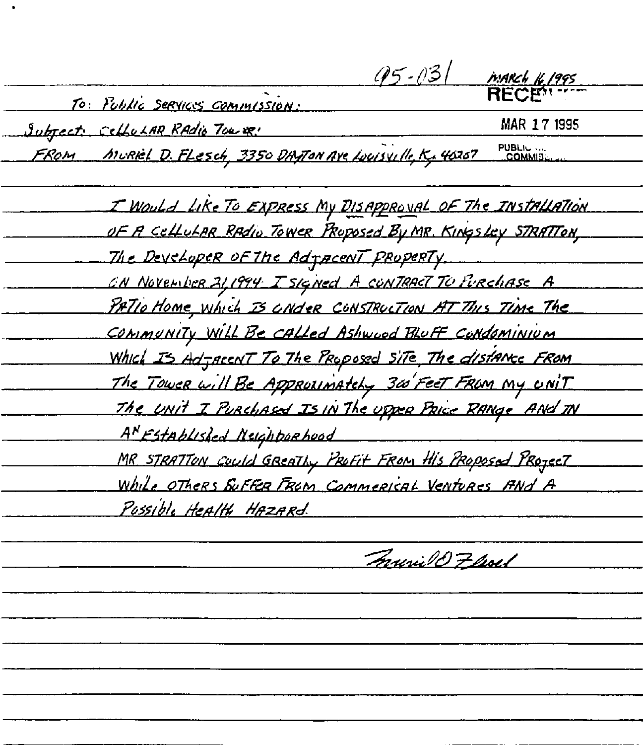95-031 March 16 1995

RECEIVED

MAR 17 1995

PUBLIC SERVICE COMMISSION

To: Public Services Commission:

Subject: Cellular Radio Tower:

FROM Muriel D. Flesch, 3350 Dayton Ave Louisville, Ky 40207

I Would Like To Express My DISAPPROVAL OF The INSTALLATION OF A Cellular Radio Tower Proposed By MR. Kingsley STRATTON, The Developer OF The Adjacent Property.

ON November 21, 1994 I Signed A contract To Purchase A Patio Home, which Is under construction At This Time The Community Will Be Called Ashwood Bluff Condominium Which Is Adjacent To The Proposed Site, The distance FROM The Tower will Be Approximately 300' Feet From My unit. The unit I Purchased Is in The upper Price Range And In An Established Neighborhood

MR STRATTON could Greatly Profit From His Proposed Project While others Suffer From Commerical Ventures And A Possible Health Hazard.

Muriel D Flesch